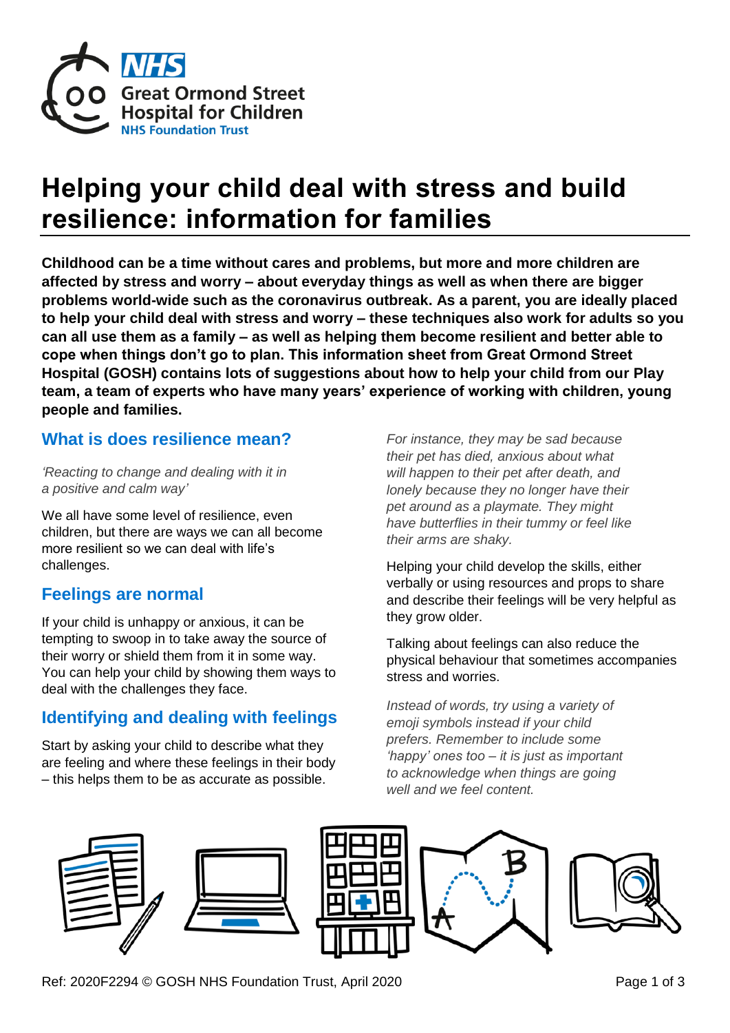# Helping your child deal with stress and build resilience: information for families

**Childhood can be a time without cares and problems, but more and more children are affected by stress and worry – about everyday things as well as when there are bigger problems world-wide such as the coronavirus outbreak. As a parent, you are ideally placed to help your child deal with stress and worry – these techniques also work for adults so you can all use them as a family – as well as helping them become resilient and better able to cope when things don't go to plan. This information sheet from Great Ormond Street Hospital (GOSH) contains lots of suggestions about how to help your child from our Play team, a team of experts who have many years' experience of working with children, young people and families.**

## What is does resilience mean?

*'Reacting to change and dealing with it in a positive and calm way'*

We all have some level of resilience, even children, but there are ways we can all become more resilient so we can deal with life's challenges.

## Feelings are normal

If your child is unhappy or anxious, it can be tempting to swoop in to take away the source of their worry or shield them from it in some way. You can help your child by showing them ways to deal with the challenges they face.

## Identifying and dealing with feelings

Start by asking your child to describe what they are feeling and where these feelings in their body – this helps them to be as accurate as possible.

*For instance, they may be sad because their pet has died, anxious about what will happen to their pet after death, and lonely because they no longer have their pet around as a playmate. They might have butterflies in their tummy or feel like their arms are shaky.*

Helping your child develop the skills, either verbally or using resources and props to share and describe their feelings will be very helpful as they grow older.

Talking about feelings can also reduce the physical behaviour that sometimes accompanies stress and worries.

*Instead of words, try using a variety of emoji symbols instead if your child prefers. Remember to include some 'happy' ones too – it is just as important to acknowledge when things are going well and we feel content.*

Ref: 2020F2294 © GOSH NHS Foundation Trust, April 2020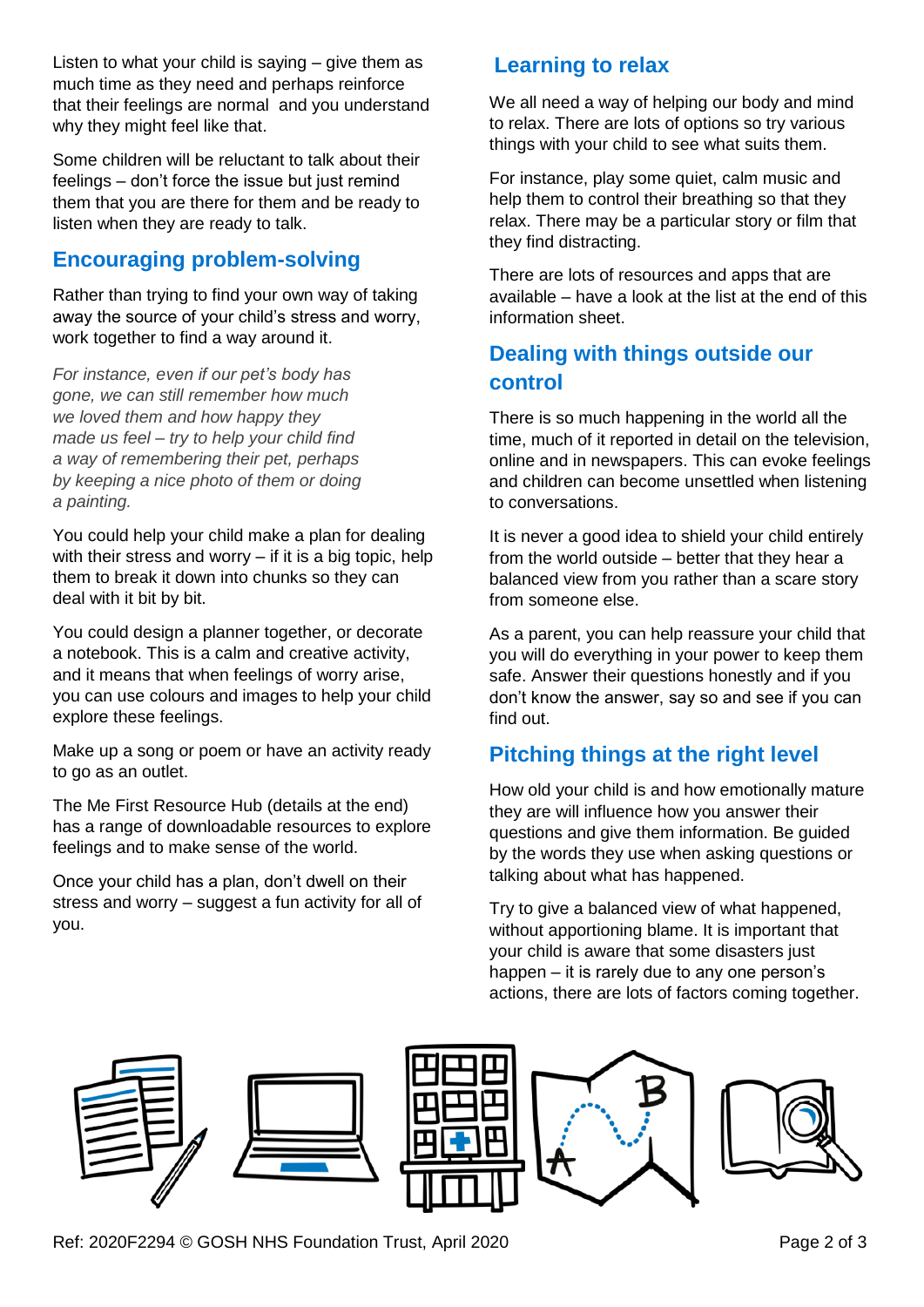Listen to what your child is saying – give them as much time as they need and perhaps reinforce that their feelings are normal  and you understand why they might feel like that.

Some children will be reluctant to talk about their feelings – don't force the issue but just remind them that you are there for them and be ready to listen when they are ready to talk.

## Encouraging problem-solving

Rather than trying to find your own way of taking away the source of your child's stress and worry, work together to find a way around it.

*For instance, even if our pet's body has gone, we can still remember how much we loved them and how happy they made us feel – try to help your child find a way of remembering their pet, perhaps by keeping a nice photo of them or doing a painting.*

You could help your child make a plan for dealing with their stress and worry – if it is a big topic, help them to break it down into chunks so they can deal with it bit by bit.

You could design a planner together, or decorate a notebook. This is a calm and creative activity, and it means that when feelings of worry arise, you can use colours and images to help your child explore these feelings.

Make up a song or poem or have an activity ready to go as an outlet.

The Me First Resource Hub (details at the end) has a range of downloadable resources to explore feelings and to make sense of the world.

Once your child has a plan, don't dwell on their stress and worry – suggest a fun activity for all of you.

## Learning to relax

We all need a way of helping our body and mind to relax. There are lots of options so try various things with your child to see what suits them.

For instance, play some quiet, calm music and help them to control their breathing so that they relax. There may be a particular story or film that they find distracting.

There are lots of resources and apps that are available – have a look at the list at the end of this information sheet.

## Dealing with things outside our control

There is so much happening in the world all the time, much of it reported in detail on the television, online and in newspapers. This can evoke feelings and children can become unsettled when listening to conversations.

It is never a good idea to shield your child entirely from the world outside – better that they hear a balanced view from you rather than a scare story from someone else.

As a parent, you can help reassure your child that you will do everything in your power to keep them safe. Answer their questions honestly and if you don't know the answer, say so and see if you can find out.

## Pitching things at the right level

How old your child is and how emotionally mature they are will influence how you answer their questions and give them information. Be guided by the words they use when asking questions or talking about what has happened.

Try to give a balanced view of what happened, without apportioning blame. It is important that your child is aware that some disasters just happen – it is rarely due to any one person's actions, there are lots of factors coming together.

Ref: 2020F2294 © GOSH NHS Foundation Trust, April 2020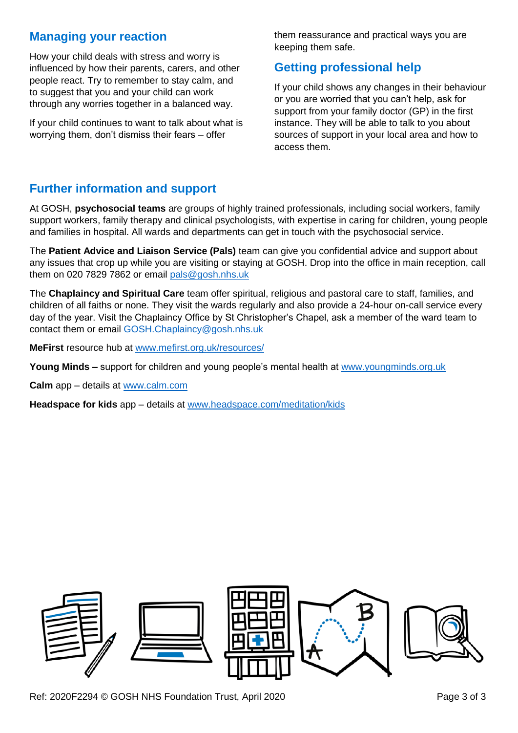## Managing your reaction

How your child deals with stress and worry is influenced by how their parents, carers, and other people react. Try to remember to stay calm, and to suggest that you and your child can work through any worries together in a balanced way.

If your child continues to want to talk about what is worrying them, don't dismiss their fears – offer them reassurance and practical ways you are keeping them safe.

## Getting professional help

If your child shows any changes in their behaviour or you are worried that you can't help, ask for support from your family doctor (GP) in the first instance. They will be able to talk to you about sources of support in your local area and how to access them.

## Further information and support

At GOSH, **psychosocial teams** are groups of highly trained professionals, including social workers, family support workers, family therapy and clinical psychologists, with expertise in caring for children, young people and families in hospital. All wards and departments can get in touch with the psychosocial service.

The **Patient Advice and Liaison Service (Pals)** team can give you confidential advice and support about any issues that crop up while you are visiting or staying at GOSH. Drop into the office in main reception, call them on 020 7829 7862 or email pals@gosh.nhs.uk

The **Chaplaincy and Spiritual Care** team offer spiritual, religious and pastoral care to staff, families, and children of all faiths or none. They visit the wards regularly and also provide a 24-hour on-call service every day of the year. Visit the Chaplaincy Office by St Christopher's Chapel, ask a member of the ward team to contact them or email GOSH.Chaplaincy@gosh.nhs.uk

**MeFirst** resource hub at www.mefirst.org.uk/resources/

**Young Minds –** support for children and young people's mental health at www.youngminds.org.uk

**Calm** app – details at www.calm.com

**Headspace for kids** app – details at www.headspace.com/meditation/kids

Ref: 2020F2294 © GOSH NHS Foundation Trust, April 2020